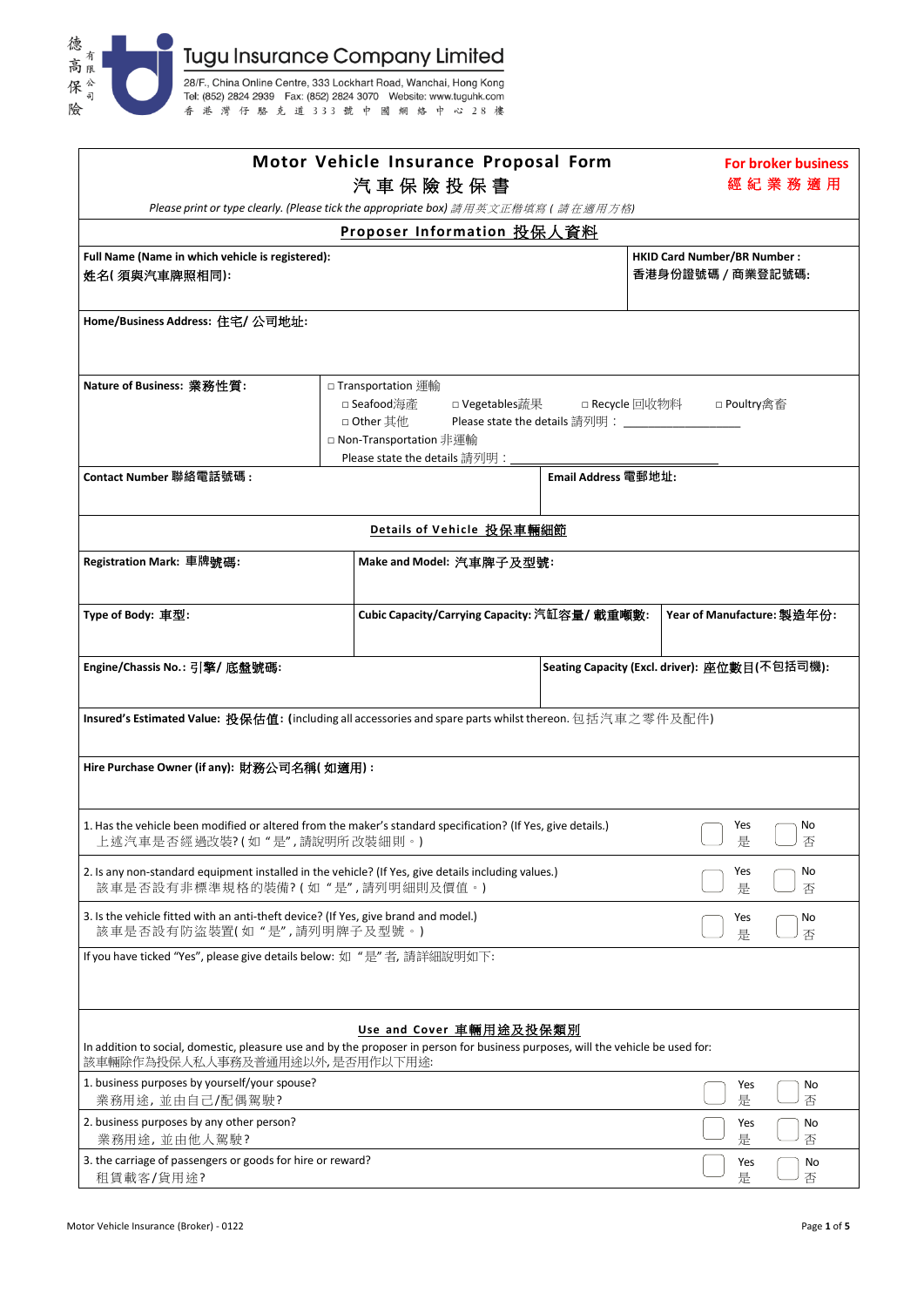德高保險 有限公司

# Tugu Insurance Company Limited

28/F., China Online Centre, 333 Lockhart Road, Wanchai, Hong Kong
Tel: (852) 2824 2939 Fax: (852) 2824 3070 Website: www.tuguhk.com
香港灣仔駱克道333號中國網絡中心28樓

## Motor Vehicle Insurance Proposal Form
## 汽車保險投保書

**For broker business**
**經紀業務適用**

*Please print or type clearly. (Please tick the appropriate box) 請用英文正楷填寫 ( 請在適用方格)*

### Proposer Information 投保人資料

| **Full Name (Name in which vehicle is registered):** **姓名( 須與汽車牌照相同):** | | **HKID Card Number/BR Number :** **香港身份證號碼 / 商業登記號碼:** |
|---|---|---|
| **Home/Business Address: 住宅/ 公司地址:** | | |
| **Nature of Business: 業務性質:** | □ Transportation 運輸<br>□ Seafood海產 □ Vegetables蔬果 □ Recycle 回收物料 □ Poultry禽畜<br>□ Other 其他 Please state the details 請列明：__________________<br>□ Non-Transportation 非運輸<br>Please state the details 請列明：__________________ | |
| **Contact Number 聯絡電話號碼 :** | | **Email Address 電郵地址:** |

### Details of Vehicle 投保車輛細節

| **Registration Mark: 車牌號碼:** | **Make and Model: 汽車牌子及型號:** | |
|---|---|---|
| **Type of Body: 車型:** | **Cubic Capacity/Carrying Capacity: 汽缸容量/ 載重噸數:** | **Year of Manufacture: 製造年份:** |
| **Engine/Chassis No.: 引擎/ 底盤號碼:** | | **Seating Capacity (Excl. driver): 座位數目(不包括司機):** |
| **Insured's Estimated Value: 投保估值: (**including all accessories and spare parts whilst thereon. 包括汽車之零件及配件) | | |
| **Hire Purchase Owner (if any): 財務公司名稱( 如適用) :** | | |

| Question | Yes 是 | No 否 |
|---|---|---|
| 1. Has the vehicle been modified or altered from the maker's standard specification? (If Yes, give details.)<br>上述汽車是否經過改裝? ( 如 "是", 請說明所改裝細則 。) | ☐ | ☐ |
| 2. Is any non-standard equipment installed in the vehicle? (If Yes, give details including values.)<br>該車是否設有非標準規格的裝備? ( 如 "是", 請列明細則及價值 。) | ☐ | ☐ |
| 3. Is the vehicle fitted with an anti-theft device? (If Yes, give brand and model.)<br>該車是否設有防盜裝置( 如 "是", 請列明牌子及型號 。) | ☐ | ☐ |

If you have ticked "Yes", please give details below: 如 "是" 者, 請詳細說明如下:

### Use and Cover 車輛用途及投保類別

In addition to social, domestic, pleasure use and by the proposer in person for business purposes, will the vehicle be used for:
該車輛除作為投保人私人事務及普通用途以外, 是否用作以下用途:

| Question | Yes 是 | No 否 |
|---|---|---|
| 1. business purposes by yourself/your spouse?<br>業務用途, 並由自己/配偶駕駛? | ☐ | ☐ |
| 2. business purposes by any other person?<br>業務用途, 並由他人駕駛? | ☐ | ☐ |
| 3. the carriage of passengers or goods for hire or reward?<br>租賃載客/貨用途? | ☐ | ☐ |

Motor Vehicle Insurance (Broker) - 0122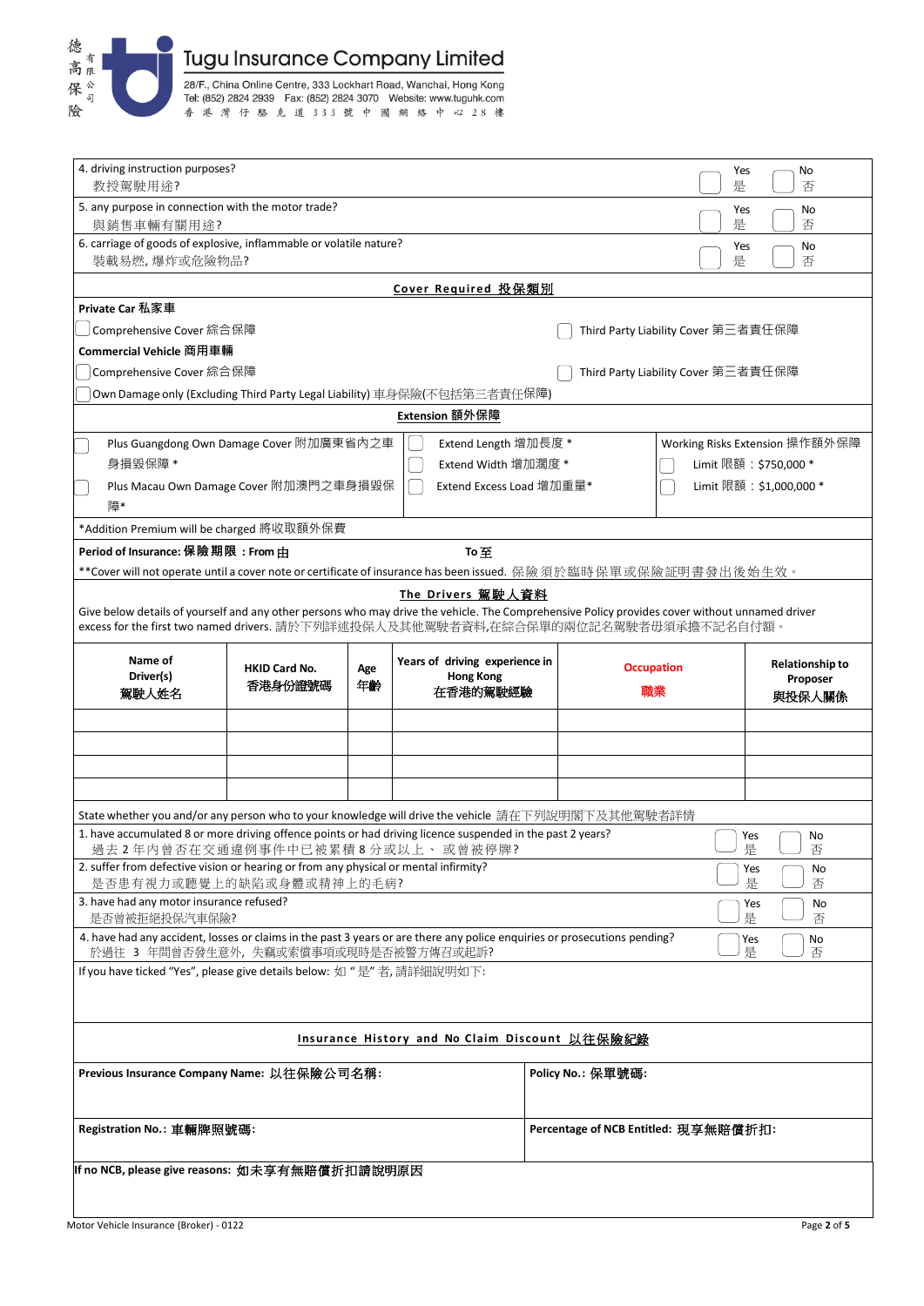Tugu Insurance Company Limited

德高保險有限公司

28/F., China Online Centre, 333 Lockhart Road, Wanchai, Hong Kong
Tel: (852) 2824 2939 Fax: (852) 2824 3070 Website: www.tuguhk.com
香港灣仔駱克道333號中國網絡中心28樓

| | Yes 是 | No 否 |
|---|---|---|
| 4. driving instruction purposes? 教授駕駛用途? | ☐ | ☐ |
| 5. any purpose in connection with the motor trade? 與銷售車輛有關用途? | ☐ | ☐ |
| 6. carriage of goods of explosive, inflammable or volatile nature? 裝載易燃, 爆炸或危險物品? | ☐ | ☐ |

## Cover Required 投保類別

**Private Car 私家車**

☐ Comprehensive Cover 綜合保障 ☐ Third Party Liability Cover 第三者責任保障

**Commercial Vehicle 商用車輛**

☐ Comprehensive Cover 綜合保障 ☐ Third Party Liability Cover 第三者責任保障

☐ Own Damage only (Excluding Third Party Legal Liability) 車身保險(不包括第三者責任保障)

## Extension 額外保障

| | | |
|---|---|---|
| ☐ Plus Guangdong Own Damage Cover 附加廣東省內之車身損毀保障 * | ☐ Extend Length 增加長度 * | Working Risks Extension 操作額外保障 |
| | ☐ Extend Width 增加濶度 * | ☐ Limit 限額：$750,000 * |
| ☐ Plus Macau Own Damage Cover 附加澳門之車身損毀保障* | ☐ Extend Excess Load 增加重量* | ☐ Limit 限額：$1,000,000 * |

*Addition Premium will be charged 將收取額外保費

**Period of Insurance: 保險期限 : From 由** **To 至**

**Cover will not operate until a cover note or certificate of insurance has been issued. 保險須於臨時保單或保險證明書發出後始生效。

## The Drivers 駕駛人資料

Give below details of yourself and any other persons who may drive the vehicle. The Comprehensive Policy provides cover without unnamed driver excess for the first two named drivers. 請於下列詳述投保人及其他駕駛者資料,在綜合保單的兩位記名駕駛者毋須承擔不記名自付額。

| Name of Driver(s) 駕駛人姓名 | HKID Card No. 香港身份證號碼 | Age 年齡 | Years of driving experience in Hong Kong 在香港的駕駛經驗 | Occupation 職業 | Relationship to Proposer 與投保人關係 |
|---|---|---|---|---|---|
| | | | | | |
| | | | | | |
| | | | | | |
| | | | | | |

State whether you and/or any person who to your knowledge will drive the vehicle 請在下列說明閣下及其他駕駛者詳情

| | Yes 是 | No 否 |
|---|---|---|
| 1. have accumulated 8 or more driving offence points or had driving licence suspended in the past 2 years? 過去2年內曾否在交通違例事件中已被累積8分或以上、或曾被停牌? | ☐ | ☐ |
| 2. suffer from defective vision or hearing or from any physical or mental infirmity? 是否患有視力或聽覺上的缺陷或身體或精神上的毛病? | ☐ | ☐ |
| 3. have had any motor insurance refused? 是否曾被拒絕投保汽車保險? | ☐ | ☐ |
| 4. have had any accident, losses or claims in the past 3 years or are there any police enquiries or prosecutions pending? 於過往3年間曾否發生意外, 失竊或索償事項或現時是否被警方傳召或起訴? | ☐ | ☐ |

If you have ticked "Yes", please give details below: 如 "是" 者, 請詳細說明如下:

## Insurance History and No Claim Discount 以往保險紀錄

| | |
|---|---|
| **Previous Insurance Company Name: 以往保險公司名稱:** | **Policy No.: 保單號碼:** |
| **Registration No.: 車輛牌照號碼:** | **Percentage of NCB Entitled: 現享無賠償折扣:** |

**If no NCB, please give reasons: 如未享有無賠償折扣請說明原因**

Motor Vehicle Insurance (Broker) - 0122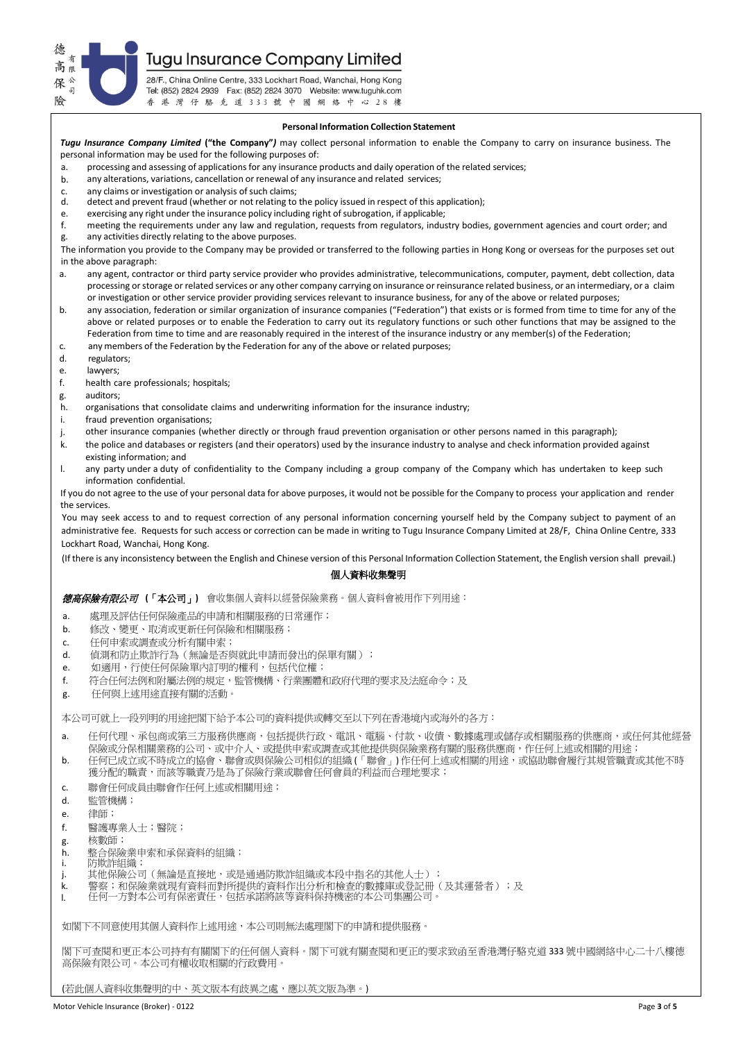# Tugu Insurance Company Limited

德高保險有限公司

28/F., China Online Centre, 333 Lockhart Road, Wanchai, Hong Kong
Tel: (852) 2824 2939 Fax: (852) 2824 3070 Website: www.tuguhk.com
香 港 灣 仔 駱 克 道 333 號 中 國 網 絡 中 心 28 樓

## Personal Information Collection Statement

***Tugu Insurance Company Limited*** **("the Company")** may collect personal information to enable the Company to carry on insurance business. The personal information may be used for the following purposes of:

a. processing and assessing of applications for any insurance products and daily operation of the related services;
b. any alterations, variations, cancellation or renewal of any insurance and related services;
c. any claims or investigation or analysis of such claims;
d. detect and prevent fraud (whether or not relating to the policy issued in respect of this application);
e. exercising any right under the insurance policy including right of subrogation, if applicable;
f. meeting the requirements under any law and regulation, requests from regulators, industry bodies, government agencies and court order; and
g. any activities directly relating to the above purposes.

The information you provide to the Company may be provided or transferred to the following parties in Hong Kong or overseas for the purposes set out in the above paragraph:

a. any agent, contractor or third party service provider who provides administrative, telecommunications, computer, payment, debt collection, data processing or storage or related services or any other company carrying on insurance or reinsurance related business, or an intermediary, or a claim or investigation or other service provider providing services relevant to insurance business, for any of the above or related purposes;
b. any association, federation or similar organization of insurance companies ("Federation") that exists or is formed from time to time for any of the above or related purposes or to enable the Federation to carry out its regulatory functions or such other functions that may be assigned to the Federation from time to time and are reasonably required in the interest of the insurance industry or any member(s) of the Federation;
c. any members of the Federation by the Federation for any of the above or related purposes;
d. regulators;
e. lawyers;
f. health care professionals; hospitals;
g. auditors;
h. organisations that consolidate claims and underwriting information for the insurance industry;
i. fraud prevention organisations;
j. other insurance companies (whether directly or through fraud prevention organisation or other persons named in this paragraph);
k. the police and databases or registers (and their operators) used by the insurance industry to analyse and check information provided against existing information; and
l. any party under a duty of confidentiality to the Company including a group company of the Company which has undertaken to keep such information confidential.

If you do not agree to the use of your personal data for above purposes, it would not be possible for the Company to process your application and render the services.

You may seek access to and to request correction of any personal information concerning yourself held by the Company subject to payment of an administrative fee. Requests for such access or correction can be made in writing to Tugu Insurance Company Limited at 28/F, China Online Centre, 333 Lockhart Road, Wanchai, Hong Kong.

(If there is any inconsistency between the English and Chinese version of this Personal Information Collection Statement, the English version shall prevail.)

## 個人資料收集聲明

***德高保險有限公司*** **(「本公司」)** 會收集個人資料以經營保險業務。個人資料會被用作下列用途：

a. 處理及評估任何保險產品的申請和相關服務的日常運作；
b. 修改、變更、取消或更新任何保險和相關服務；
c. 任何申索或調查或分析有關申索；
d. 偵測和防止欺詐行為（無論是否與就此申請而發出的保單有關）；
e. 如適用，行使任何保險單內訂明的權利，包括代位權；
f. 符合任何法例和附屬法例的規定，監管機構、行業團體和政府代理的要求及法庭命令；及
g. 任何與上述用途直接有關的活動。

本公司可就上一段列明的用途把閣下給予本公司的資料提供或轉交至以下列在香港境內或海外的各方：

a. 任何代理、承包商或第三方服務供應商，包括提供行政、電訊、電腦、付款、收債、數據處理或儲存或相關服務的供應商，或任何其他經營保險或分保相關業務的公司、或中介人、或提供申索或調查或其他提供與保險業務有關的服務供應商，作任何上述或相關的用途；
b. 任何已成立或不時成立的協會、聯會或與保險公司相似的組織 (「聯會」) 作任何上述或相關的用途，或協助聯會履行其規管職責或其他不時獲分配的職責，而該等職責乃是為了保險行業或聯會任何會員的利益而合理地要求；
c. 聯會任何成員由聯會作任何上述或相關用途；
d. 監管機構；
e. 律師；
f. 醫護專業人士；醫院；
g. 核數師；
h. 整合保險業申索和承保資料的組織；
i. 防欺詐組織；
j. 其他保險公司（無論是直接地，或是通過防欺詐組織或本段中指名的其他人士）；
k. 警察；和保險業就現有資料而對所提供的資料作出分析和檢查的數據庫或登記冊（及其運營者）；及
l. 任何一方對本公司有保密責任，包括承諾將該等資料保持機密的本公司集團公司。

如閣下不同意使用其個人資料作上述用途，本公司則無法處理閣下的申請和提供服務。

閣下可查閱和更正本公司持有有關閣下的任何個人資料。閣下可就有關查閱和更正的要求致函至香港灣仔駱克道 333 號中國網絡中心二十八樓德高保險有限公司。本公司有權收取相關的行政費用。

(若此個人資料收集聲明的中、英文版本有歧異之處，應以英文版為準。)

Motor Vehicle Insurance (Broker) - 0122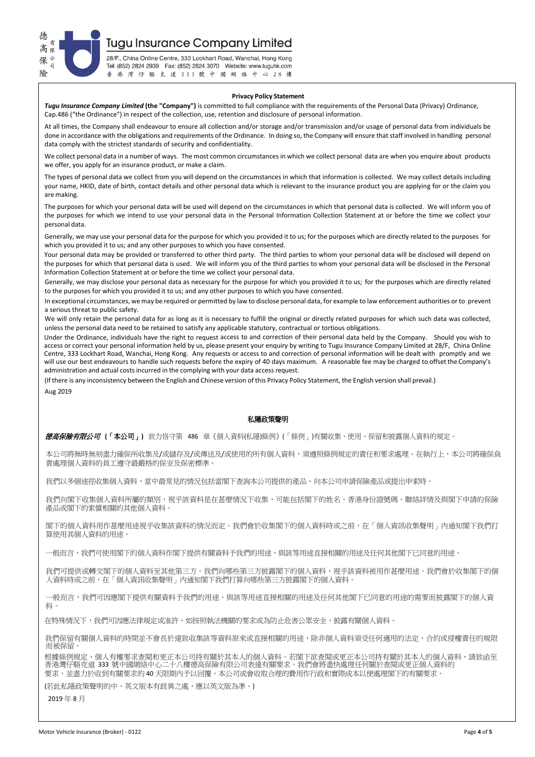德高保險有限公司

# Tugu Insurance Company Limited

28/F., China Online Centre, 333 Lockhart Road, Wanchai, Hong Kong
Tel: (852) 2824 2939 Fax: (852) 2824 3070 Website: www.tuguhk.com
香港灣仔駱克道333號中國網絡中心28樓

## Privacy Policy Statement

***Tugu Insurance Company Limited*** **(the "Company")** is committed to full compliance with the requirements of the Personal Data (Privacy) Ordinance, Cap.486 ("the Ordinance") in respect of the collection, use, retention and disclosure of personal information.

At all times, the Company shall endeavour to ensure all collection and/or storage and/or transmission and/or usage of personal data from individuals be done in accordance with the obligations and requirements of the Ordinance. In doing so, the Company will ensure that staff involved in handling personal data comply with the strictest standards of security and confidentiality.

We collect personal data in a number of ways. The most common circumstances in which we collect personal data are when you enquire about products we offer, you apply for an insurance product, or make a claim.

The types of personal data we collect from you will depend on the circumstances in which that information is collected. We may collect details including your name, HKID, date of birth, contact details and other personal data which is relevant to the insurance product you are applying for or the claim you are making.

The purposes for which your personal data will be used will depend on the circumstances in which that personal data is collected. We will inform you of the purposes for which we intend to use your personal data in the Personal Information Collection Statement at or before the time we collect your personal data.

Generally, we may use your personal data for the purpose for which you provided it to us; for the purposes which are directly related to the purposes for which you provided it to us; and any other purposes to which you have consented.

Your personal data may be provided or transferred to other third party. The third parties to whom your personal data will be disclosed will depend on the purposes for which that personal data is used. We will inform you of the third parties to whom your personal data will be disclosed in the Personal Information Collection Statement at or before the time we collect your personal data.

Generally, we may disclose your personal data as necessary for the purpose for which you provided it to us; for the purposes which are directly related to the purposes for which you provided it to us; and any other purposes to which you have consented.

In exceptional circumstances, we may be required or permitted by law to disclose personal data, for example to law enforcement authorities or to prevent a serious threat to public safety.

We will only retain the personal data for as long as it is necessary to fulfill the original or directly related purposes for which such data was collected, unless the personal data need to be retained to satisfy any applicable statutory, contractual or tortious obligations.

Under the Ordinance, individuals have the right to request access to and correction of their personal data held by the Company. Should you wish to access or correct your personal information held by us, please present your enquiry by writing to Tugu Insurance Company Limited at 28/F, China Online Centre, 333 Lockhart Road, Wanchai, Hong Kong. Any requests or access to and correction of personal information will be dealt with promptly and we will use our best endeavours to handle such requests before the expiry of 40 days maximum. A reasonable fee may be charged to offset the Company's administration and actual costs incurred in the complying with your data access request.

(If there is any inconsistency between the English and Chinese version of this Privacy Policy Statement, the English version shall prevail.)

Aug 2019

## 私隱政策聲明

***德高保險有限公司*** **(「本公司」)** 致力恪守第 486 章《個人資料(私隱)條例》(「條例」)有關收集、使用、保留和披露個人資料的規定。

本公司將無時無刻盡力確保所收集及/或儲存及/或傳送及/或使用的所有個人資料，須遵照條例規定的責任和要求處理。在執行上，本公司將確保負責處理個人資料的員工遵守最嚴格的保安及保密標準。

我們以多個途徑收集個人資料，當中最常見的情況包括當閣下查詢本公司提供的產品、向本公司申請保險產品或提出申索時。

我們向閣下收集個人資料所屬的類別，視乎該資料是在甚麼情況下收集，可能包括閣下的姓名、香港身份證號碼、聯絡詳情及與閣下申請的保險產品或閣下的索償相關的其他個人資料。

閣下的個人資料用作甚麼用途視乎收集該資料的情況而定。我們會於收集閣下的個人資料時或之前，在「個人資訊收集聲明」內通知閣下我們打算使用其個人資料的用途。

一般而言，我們可使用閣下的個人資料作閣下提供有關資料予我們的用途、與該等用途直接相關的用途及任何其他閣下已同意的用途。

我們可提供或轉交閣下的個人資料至其他第三方。我們向哪些第三方披露閣下的個人資料，視乎該資料被用作甚麼用途。我們會於收集閣下的個人資料時或之前，在「個人資訊收集聲明」內通知閣下我們打算向哪些第三方披露閣下的個人資料。

一般而言，我們可因應閣下提供有關資料予我們的用途、與該等用途直接相關的用途及任何其他閣下已同意的用途的需要而披露閣下的個人資料。

在特殊情況下，我們可因應法律規定或准許，如按照執法機關的要求或為防止危害公眾安全，披露有關個人資料。

我們保留有關個人資料的時間並不會長於達致收集該等資料原來或直接相關的用途，除非個人資料須受任何適用的法定、合約或侵權責任的規限而被保留。

根據條例規定，個人有權要求查閱和更正本公司持有關於其本人的個人資料。若閣下欲查閱或更正本公司持有關於其本人的個人資料，請致函至香港灣仔駱克道 333 號中國網絡中心二十八樓德高保險有限公司表達有關要求。我們會將盡快處理任何關於查閱或更正個人資料的要求，並盡力於收到有關要求的 40 天限期內予以回覆。本公司或會收取合理的費用作行政和實際成本以便處理閣下的有關要求。

(若此私隱政策聲明的中、英文版本有歧異之處，應以英文版為準。)

2019 年 8 月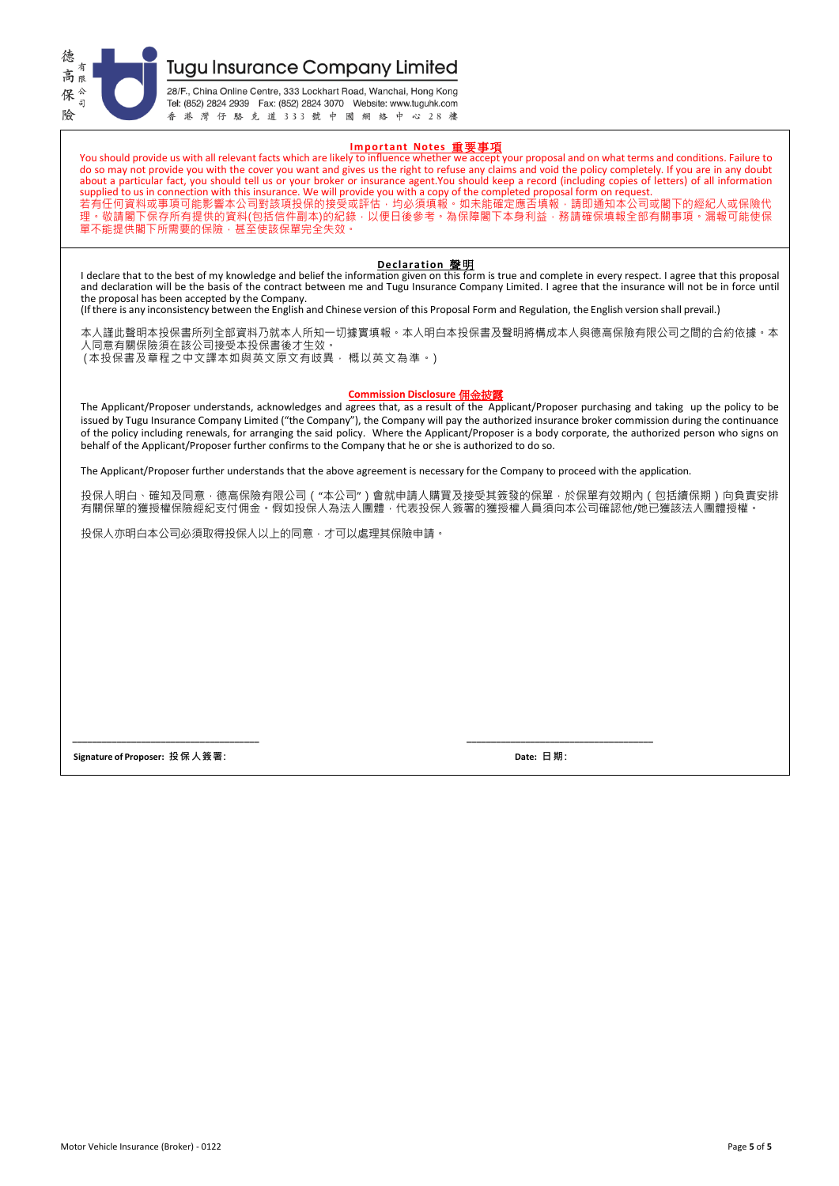德高保險有限公司

# Tugu Insurance Company Limited

28/F., China Online Centre, 333 Lockhart Road, Wanchai, Hong Kong
Tel: (852) 2824 2939 Fax: (852) 2824 3070 Website: www.tuguhk.com
香港灣仔駱克道333號中國網絡中心28樓

## Important Notes 重要事項

You should provide us with all relevant facts which are likely to influence whether we accept your proposal and on what terms and conditions. Failure to do so may not provide you with the cover you want and gives us the right to refuse any claims and void the policy completely. If you are in any doubt about a particular fact, you should tell us or your broker or insurance agent.You should keep a record (including copies of letters) of all information supplied to us in connection with this insurance. We will provide you with a copy of the completed proposal form on request.
若有任何資料或事項可能影響本公司對該項投保的接受或評估，均必須填報。如未能確定應否填報，請即通知本公司或閣下的經紀人或保險代理。敬請閣下保存所有提供的資料(包括信件副本)的紀錄，以便日後參考。為保障閣下本身利益，務請確保填報全部有關事項。漏報可能使保單不能提供閣下所需要的保險，甚至使該保單完全失效。

## Declaration 聲明

I declare that to the best of my knowledge and belief the information given on this form is true and complete in every respect. I agree that this proposal and declaration will be the basis of the contract between me and Tugu Insurance Company Limited. I agree that the insurance will not be in force until the proposal has been accepted by the Company.
(If there is any inconsistency between the English and Chinese version of this Proposal Form and Regulation, the English version shall prevail.)

本人謹此聲明本投保書所列全部資料乃就本人所知一切據實填報。本人明白本投保書及聲明將構成本人與德高保險有限公司之間的合約依據。本人同意有關保險須在該公司接受本投保書後才生效。
(本投保書及章程之中文譯本如與英文原文有歧異， 概以英文為準。)

## Commission Disclosure 佣金披露

The Applicant/Proposer understands, acknowledges and agrees that, as a result of the Applicant/Proposer purchasing and taking up the policy to be issued by Tugu Insurance Company Limited ("the Company"), the Company will pay the authorized insurance broker commission during the continuance of the policy including renewals, for arranging the said policy. Where the Applicant/Proposer is a body corporate, the authorized person who signs on behalf of the Applicant/Proposer further confirms to the Company that he or she is authorized to do so.

The Applicant/Proposer further understands that the above agreement is necessary for the Company to proceed with the application.

投保人明白、確知及同意，德高保險有限公司("本公司")會就申請人購買及接受其簽發的保單，於保單有效期內(包括續保期)向負責安排有關保單的獲授權保險經紀支付佣金。假如投保人為法人團體，代表投保人簽署的獲授權人員須向本公司確認他/她已獲該法人團體授權。

投保人亦明白本公司必須取得投保人以上的同意，才可以處理其保險申請。

______________________________　　　　　　　　　　______________________________

**Signature of Proposer: 投保人簽署:**　　　　　　　　　　**Date: 日期:**

Motor Vehicle Insurance (Broker) - 0122